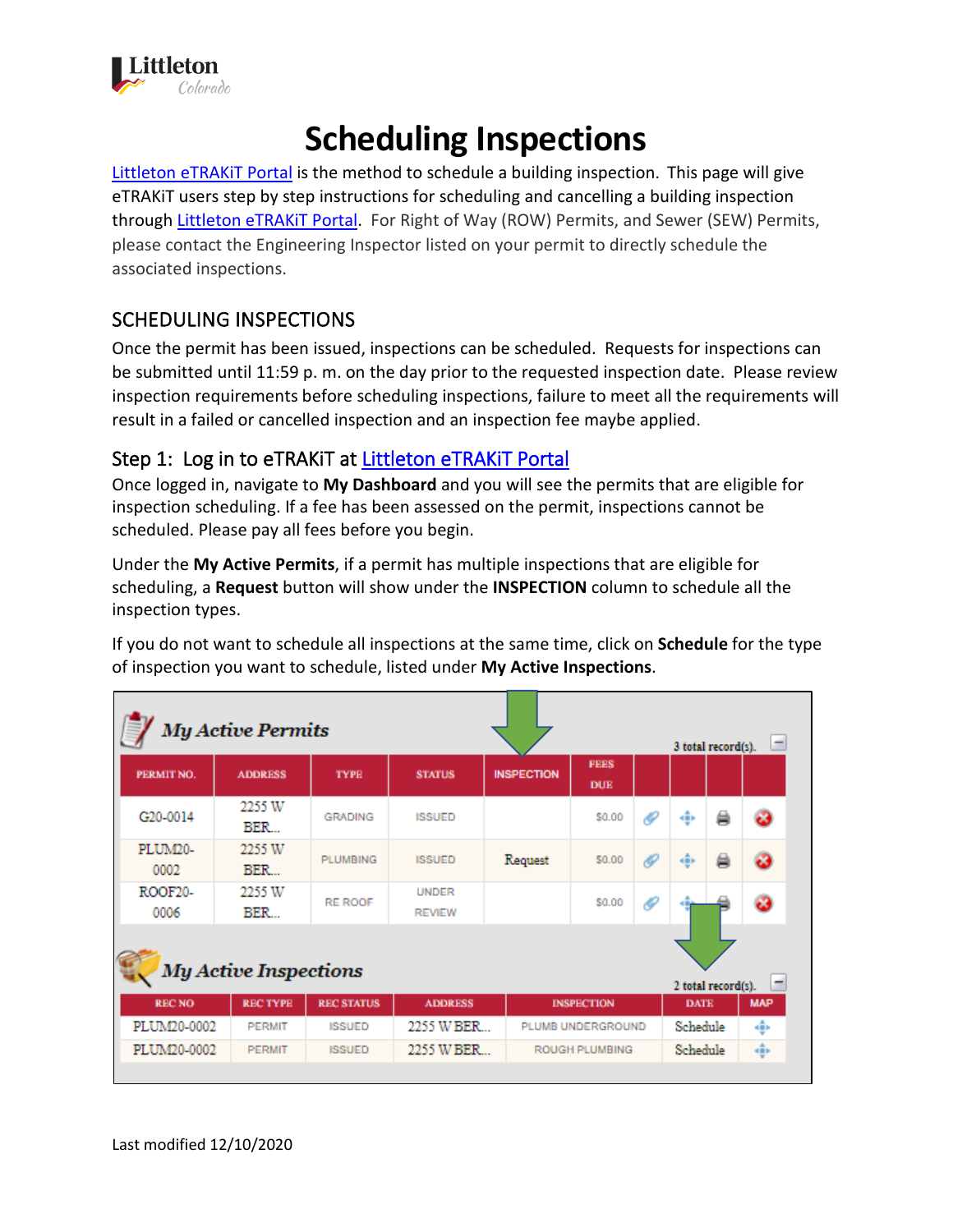# Scheduling Inspections

Littleton eTRAKiT Portal is the method to schedule a building inspection. This page will give eTRAKiT users step by step instructions for scheduling and cancelling a building inspection through Littleton eTRAKiT Portal. For Right of Way (ROW) Permits, and Sewer (SEW) Permits, please contact the Engineering Inspector listed on your permit to directly schedule the associated inspections.

## SCHEDULING INSPECTIONS

Once the permit has been issued, inspections can be scheduled. Requests for inspections can be submitted until 11:59 p. m. on the day prior to the requested inspection date. Please review inspection requirements before scheduling inspections, failure to meet all the requirements will result in a failed or cancelled inspection and an inspection fee maybe applied.

### Step 1: Log in to eTRAKiT at Littleton eTRAKiT Portal

Once logged in, navigate to **My Dashboard** and you will see the permits that are eligible for inspection scheduling. If a fee has been assessed on the permit, inspections cannot be scheduled. Please pay all fees before you begin.

Under the **My Active Permits**, if a permit has multiple inspections that are eligible for scheduling, a **Request** button will show under the **INSPECTION** column to schedule all the inspection types.

If you do not want to schedule all inspections at the same time, click on **Schedule** for the type of inspection you want to schedule, listed under **My Active Inspections**.

**My Active Permits** — 3 total record(s).

| PERMIT NO. | ADDRESS | TYPE | STATUS | INSPECTION | FEES DUE |
|---|---|---|---|---|---|
| G20-0014 | 2255 W BER... | GRADING | ISSUED | | $0.00 |
| PLUM20-0002 | 2255 W BER... | PLUMBING | ISSUED | Request | $0.00 |
| ROOF20-0006 | 2255 W BER... | RE ROOF | UNDER REVIEW | | $0.00 |

**My Active Inspections** — 2 total record(s).

| REC NO | REC TYPE | REC STATUS | ADDRESS | INSPECTION | DATE | MAP |
|---|---|---|---|---|---|---|
| PLUM20-0002 | PERMIT | ISSUED | 2255 W BER... | PLUMB UNDERGROUND | Schedule | |
| PLUM20-0002 | PERMIT | ISSUED | 2255 W BER... | ROUGH PLUMBING | Schedule | |

Last modified 12/10/2020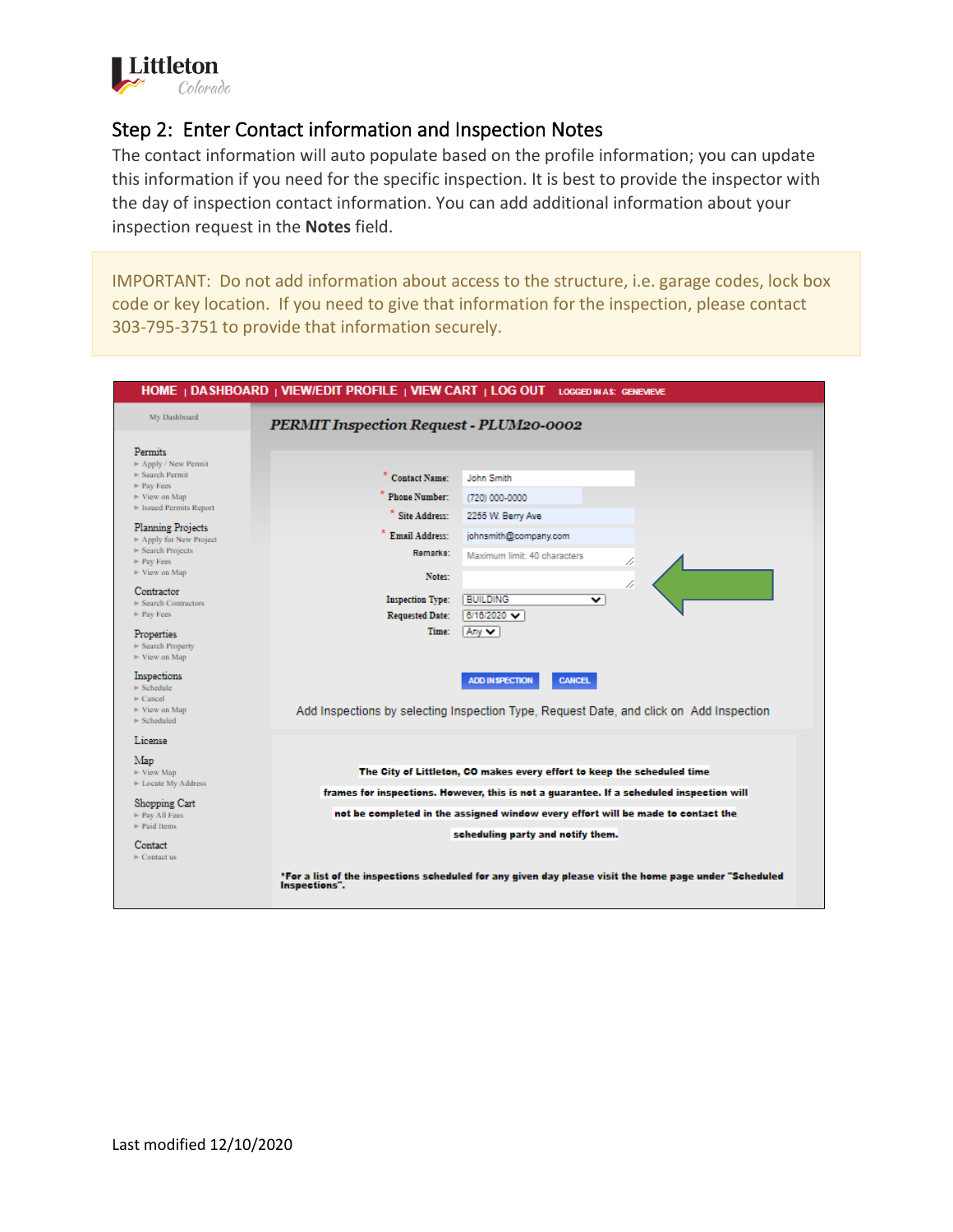## Step 2: Enter Contact information and Inspection Notes

The contact information will auto populate based on the profile information; you can update this information if you need for the specific inspection. It is best to provide the inspector with the day of inspection contact information. You can add additional information about your inspection request in the **Notes** field.

> IMPORTANT: Do not add information about access to the structure, i.e. garage codes, lock box code or key location. If you need to give that information for the inspection, please contact 303-795-3751 to provide that information securely.

HOME | DASHBOARD | VIEW/EDIT PROFILE | VIEW CART | LOG OUT LOGGED IN AS: GENEVIEVE

My Dashboard

**Permits**
- Apply / New Permit
- Search Permit
- Pay Fees
- View on Map
- Issued Permits Report

**Planning Projects**
- Apply for New Project
- Search Projects
- Pay Fees
- View on Map

**Contractor**
- Search Contractors
- Pay Fees

**Properties**
- Search Property
- View on Map

**Inspections**
- Schedule
- Cancel
- View on Map
- Scheduled

**License**

**Map**
- View Map
- Locate My Address

**Shopping Cart**
- Pay All Fees
- Paid Items

**Contact**
- Contact us

***PERMIT Inspection Request - PLUM20-0002***

| | |
|---|---|
| * Contact Name: | John Smith |
| * Phone Number: | (720) 000-0000 |
| * Site Address: | 2255 W. Berry Ave |
| * Email Address: | johnsmith@company.com |
| Remarks: | Maximum limit: 40 characters |
| Notes: | |
| Inspection Type: | BUILDING |
| Requested Date: | 6/16/2020 |
| Time: | Any |

ADD INSPECTION | CANCEL

Add Inspections by selecting Inspection Type, Request Date, and click on Add Inspection

**The City of Littleton, CO makes every effort to keep the scheduled time frames for inspections. However, this is not a guarantee. If a scheduled inspection will not be completed in the assigned window every effort will be made to contact the scheduling party and notify them.**

***For a list of the inspections scheduled for any given day please visit the home page under "Scheduled Inspections".**

Last modified 12/10/2020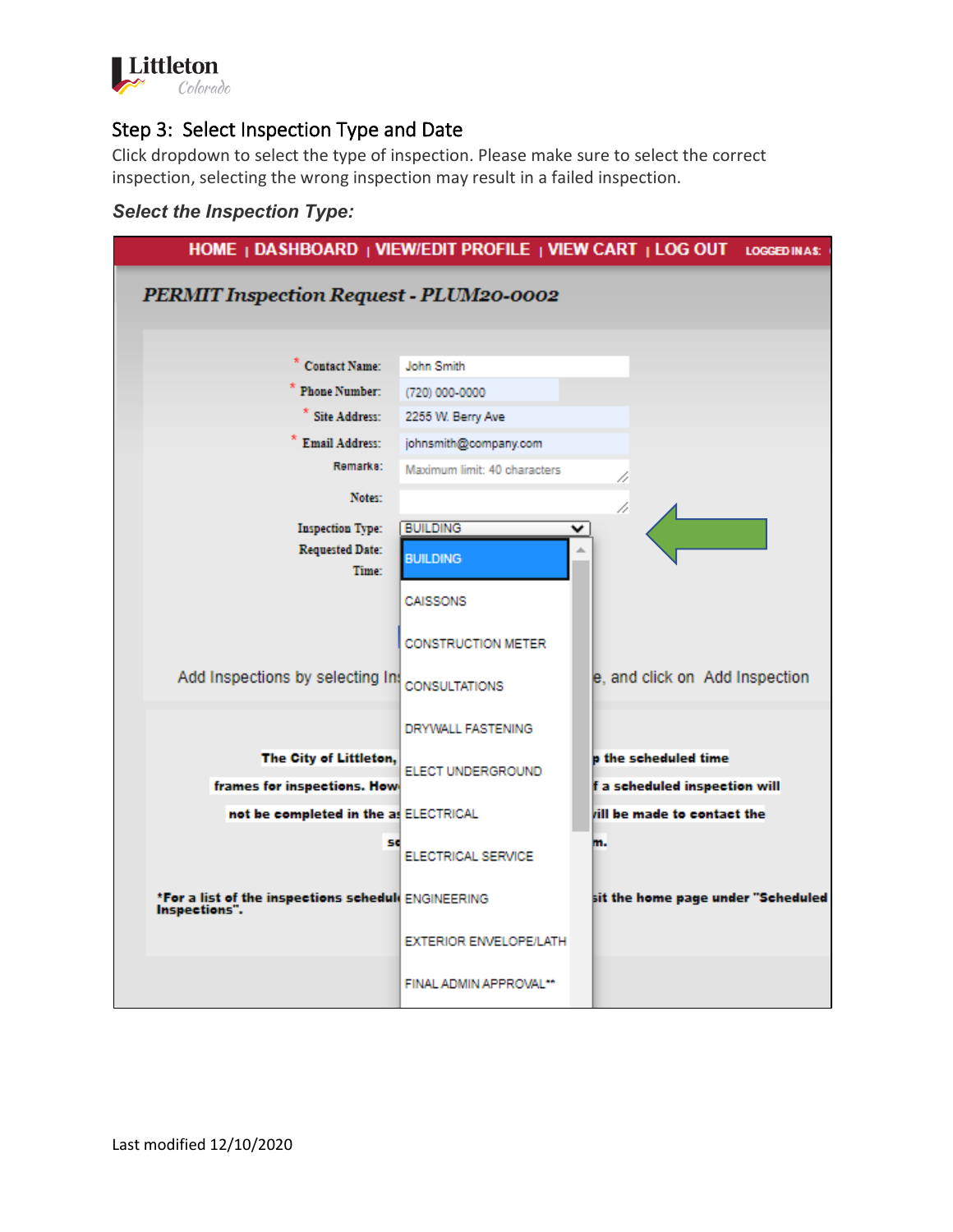## Step 3: Select Inspection Type and Date

Click dropdown to select the type of inspection. Please make sure to select the correct inspection, selecting the wrong inspection may result in a failed inspection.

***Select the Inspection Type:***

Last modified 12/10/2020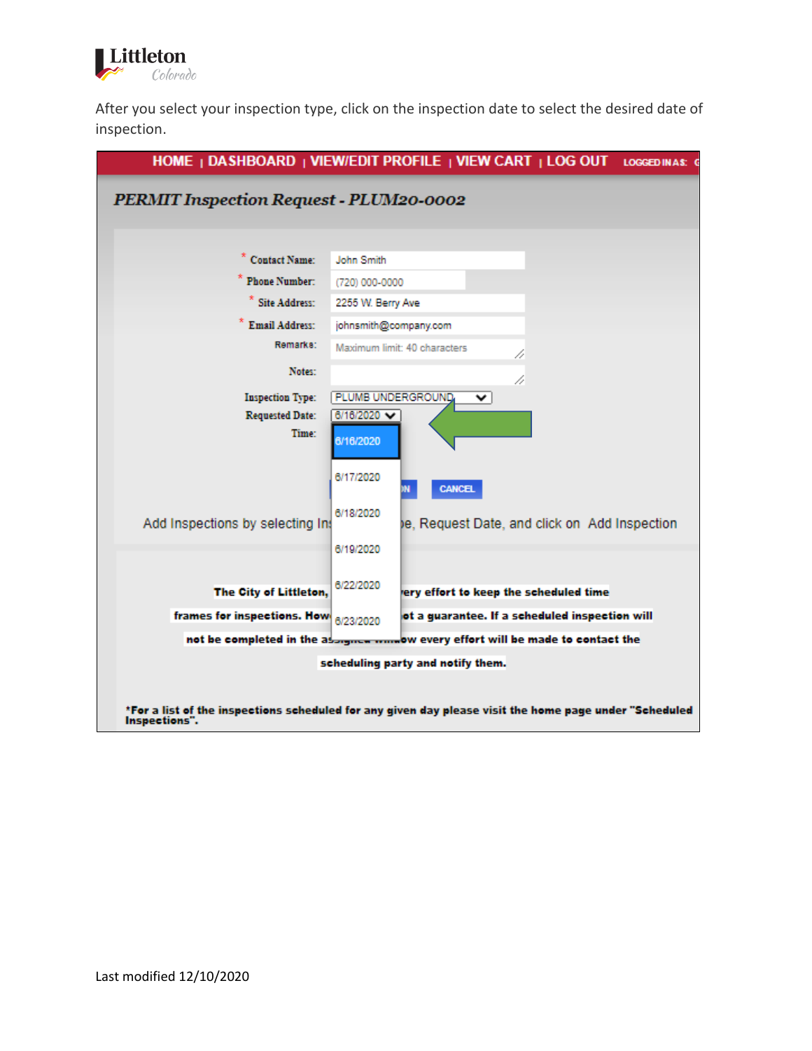After you select your inspection type, click on the inspection date to select the desired date of inspection.

HOME | DASHBOARD | VIEW/EDIT PROFILE | VIEW CART | LOG OUT LOGGED IN AS:

*PERMIT Inspection Request - PLUM20-0002*

\* Contact Name: John Smith

\* Phone Number: (720) 000-0000

\* Site Address: 2255 W. Berry Ave

\* Email Address: johnsmith@company.com

Remarks: Maximum limit: 40 characters

Notes:

Inspection Type: PLUMB UNDERGROUND

Requested Date: 6/16/2020

Time:

6/16/2020
6/17/2020
6/18/2020
6/19/2020
6/22/2020
6/23/2020

CANCEL

Add Inspections by selecting In[...]e, Request Date, and click on Add Inspection

**The City of Littleton, [...]ery effort to keep the scheduled time frames for inspections. How[...]ot a guarantee. If a scheduled inspection will not be completed in the assigned window every effort will be made to contact the scheduling party and notify them.**

**\*For a list of the inspections scheduled for any given day please visit the home page under "Scheduled Inspections".**

Last modified 12/10/2020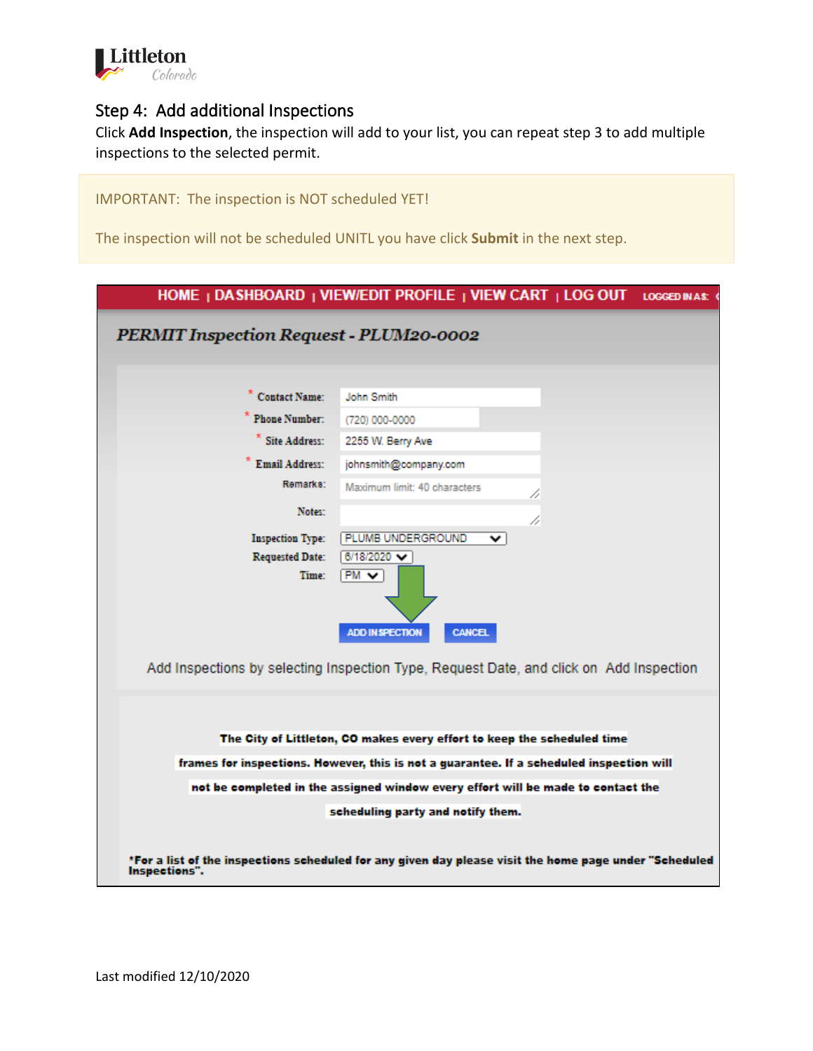## Step 4: Add additional Inspections

Click **Add Inspection**, the inspection will add to your list, you can repeat step 3 to add multiple inspections to the selected permit.

> IMPORTANT: The inspection is NOT scheduled YET!
>
> The inspection will not be scheduled UNITL you have click **Submit** in the next step.

HOME | DASHBOARD | VIEW/EDIT PROFILE | VIEW CART | LOG OUT LOGGED IN AS:

***PERMIT Inspection Request - PLUM20-0002***

| | |
|---|---|
| * Contact Name: | John Smith |
| * Phone Number: | (720) 000-0000 |
| * Site Address: | 2255 W. Berry Ave |
| * Email Address: | johnsmith@company.com |
| Remarks: | Maximum limit: 40 characters |
| Notes: | |
| Inspection Type: | PLUMB UNDERGROUND |
| Requested Date: | 6/18/2020 |
| Time: | PM |

ADD INSPECTION CANCEL

Add Inspections by selecting Inspection Type, Request Date, and click on Add Inspection

**The City of Littleton, CO makes every effort to keep the scheduled time frames for inspections. However, this is not a guarantee. If a scheduled inspection will not be completed in the assigned window every effort will be made to contact the scheduling party and notify them.**

***For a list of the inspections scheduled for any given day please visit the home page under "Scheduled Inspections".**

Last modified 12/10/2020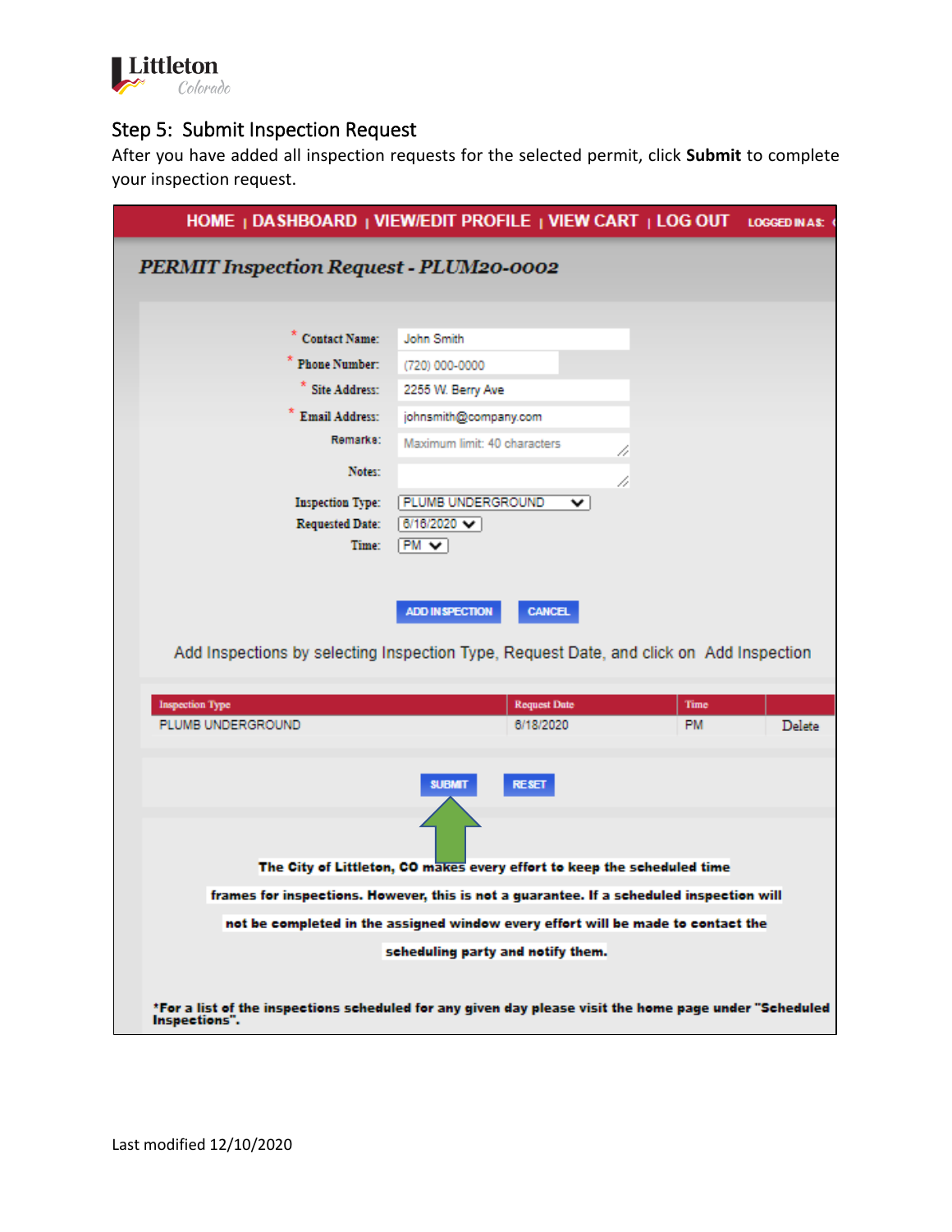## Step 5: Submit Inspection Request

After you have added all inspection requests for the selected permit, click **Submit** to complete your inspection request.

HOME | DASHBOARD | VIEW/EDIT PROFILE | VIEW CART | LOG OUT LOGGED IN AS:

### PERMIT Inspection Request - PLUM20-0002

\* Contact Name: John Smith

\* Phone Number: (720) 000-0000

\* Site Address: 2255 W. Berry Ave

\* Email Address: johnsmith@company.com

Remarks: Maximum limit: 40 characters

Notes:

Inspection Type: PLUMB UNDERGROUND

Requested Date: 6/16/2020

Time: PM

ADD INSPECTION CANCEL

Add Inspections by selecting Inspection Type, Request Date, and click on Add Inspection

| Inspection Type | Request Date | Time | |
|---|---|---|---|
| PLUMB UNDERGROUND | 6/18/2020 | PM | Delete |

SUBMIT RESET

**The City of Littleton, CO makes every effort to keep the scheduled time frames for inspections. However, this is not a guarantee. If a scheduled inspection will not be completed in the assigned window every effort will be made to contact the scheduling party and notify them.**

**\*For a list of the inspections scheduled for any given day please visit the home page under "Scheduled Inspections".**

Last modified 12/10/2020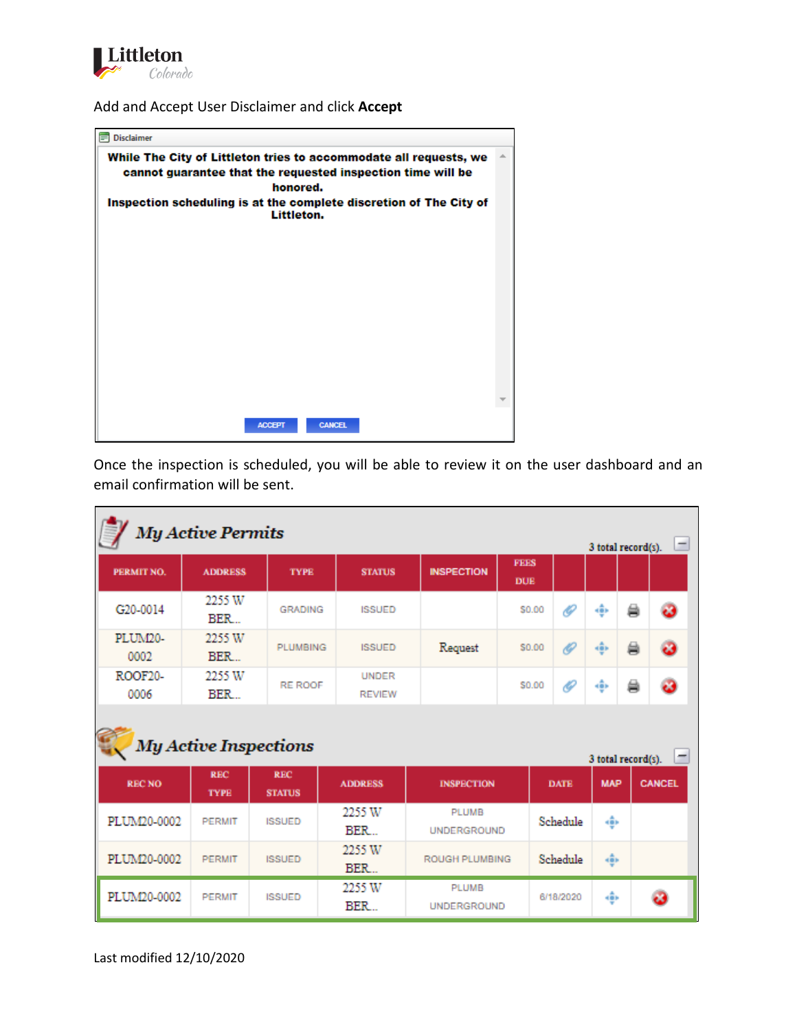Add and Accept User Disclaimer and click **Accept**

**Disclaimer**

**While The City of Littleton tries to accommodate all requests, we cannot guarantee that the requested inspection time will be honored.**
**Inspection scheduling is at the complete discretion of The City of Littleton.**

ACCEPT | CANCEL

Once the inspection is scheduled, you will be able to review it on the user dashboard and an email confirmation will be sent.

***My Active Permits***

3 total record(s).

| PERMIT NO. | ADDRESS | TYPE | STATUS | INSPECTION | FEES DUE | | | | |
|---|---|---|---|---|---|---|---|---|---|
| G20-0014 | 2255 W BER... | GRADING | ISSUED | | $0.00 | | | | |
| PLUM20-0002 | 2255 W BER... | PLUMBING | ISSUED | Request | $0.00 | | | | |
| ROOF20-0006 | 2255 W BER... | RE ROOF | UNDER REVIEW | | $0.00 | | | | |

***My Active Inspections***

3 total record(s).

| REC NO | REC TYPE | REC STATUS | ADDRESS | INSPECTION | DATE | MAP | CANCEL |
|---|---|---|---|---|---|---|---|
| PLUM20-0002 | PERMIT | ISSUED | 2255 W BER... | PLUMB UNDERGROUND | Schedule | | |
| PLUM20-0002 | PERMIT | ISSUED | 2255 W BER... | ROUGH PLUMBING | Schedule | | |
| PLUM20-0002 | PERMIT | ISSUED | 2255 W BER... | PLUMB UNDERGROUND | 6/18/2020 | | |

Last modified 12/10/2020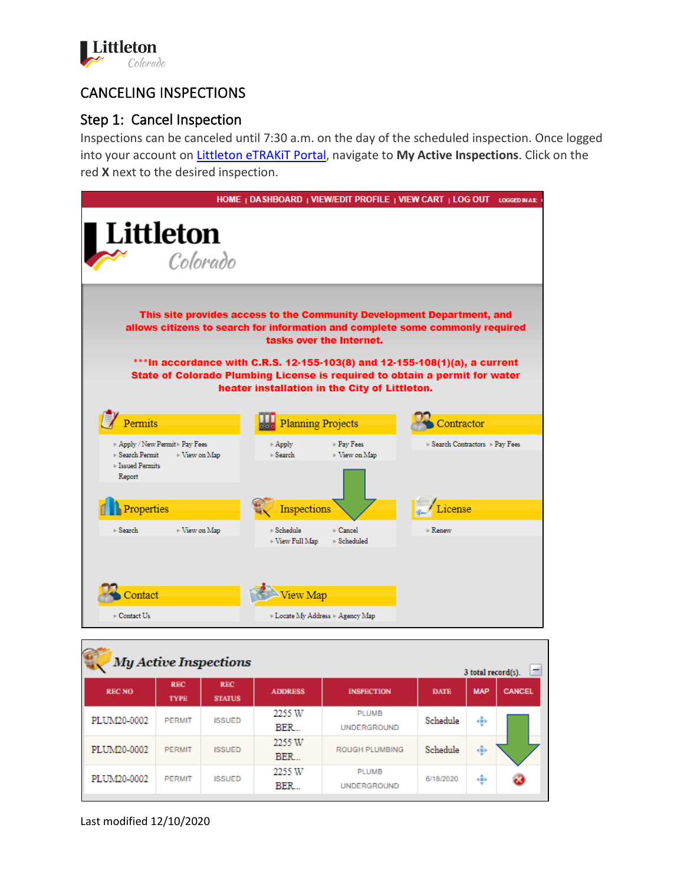## CANCELING INSPECTIONS

### Step 1: Cancel Inspection

Inspections can be canceled until 7:30 a.m. on the day of the scheduled inspection. Once logged into your account on [Littleton eTRAKiT Portal](), navigate to **My Active Inspections**. Click on the red **X** next to the desired inspection.

HOME | DASHBOARD | VIEW/EDIT PROFILE | VIEW CART | LOG OUT LOGGED IN AS:

Littleton Colorado

This site provides access to the Community Development Department, and allows citizens to search for information and complete some commonly required tasks over the Internet.

***In accordance with C.R.S. 12-155-103(8) and 12-155-108(1)(a), a current State of Colorado Plumbing License is required to obtain a permit for water heater installation in the City of Littleton.

**Permits**
- Apply / New Permit
- Pay Fees
- Search Permit
- View on Map
- Issued Permits Report

**Planning Projects**
- Apply
- Pay Fees
- Search
- View on Map

**Contractor**
- Search Contractors
- Pay Fees

**Properties**
- Search
- View on Map

**Inspections**
- Schedule
- Cancel
- View Full Map
- Scheduled

**License**
- Renew

**Contact**
- Contact Us

**View Map**
- Locate My Address
- Agency Map

**My Active Inspections**

3 total record(s).

| REC NO | REC TYPE | REC STATUS | ADDRESS | INSPECTION | DATE | MAP | CANCEL |
|---|---|---|---|---|---|---|---|
| PLUM20-0002 | PERMIT | ISSUED | 2255 W BER... | PLUMB UNDERGROUND | Schedule | | |
| PLUM20-0002 | PERMIT | ISSUED | 2255 W BER... | ROUGH PLUMBING | Schedule | | |
| PLUM20-0002 | PERMIT | ISSUED | 2255 W BER... | PLUMB UNDERGROUND | 6/18/2020 | | X |

Last modified 12/10/2020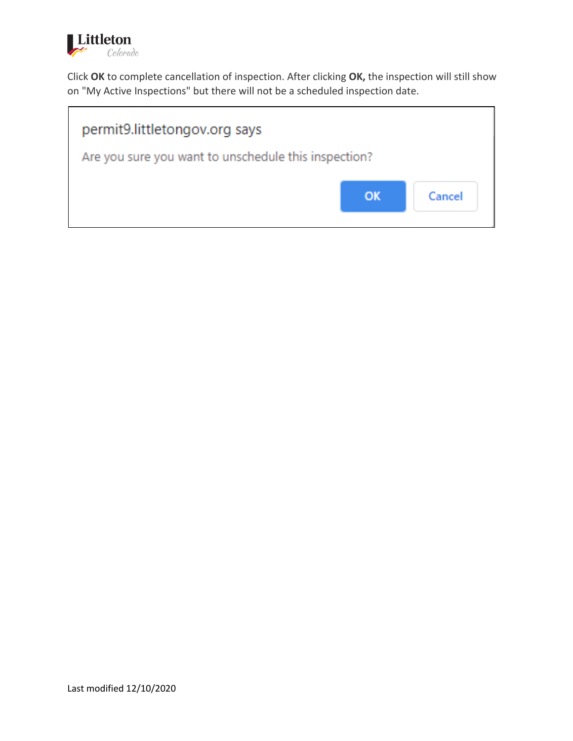Click **OK** to complete cancellation of inspection. After clicking **OK,** the inspection will still show on "My Active Inspections" but there will not be a scheduled inspection date.

permit9.littletongov.org says

Are you sure you want to unschedule this inspection?

OK Cancel

Last modified 12/10/2020